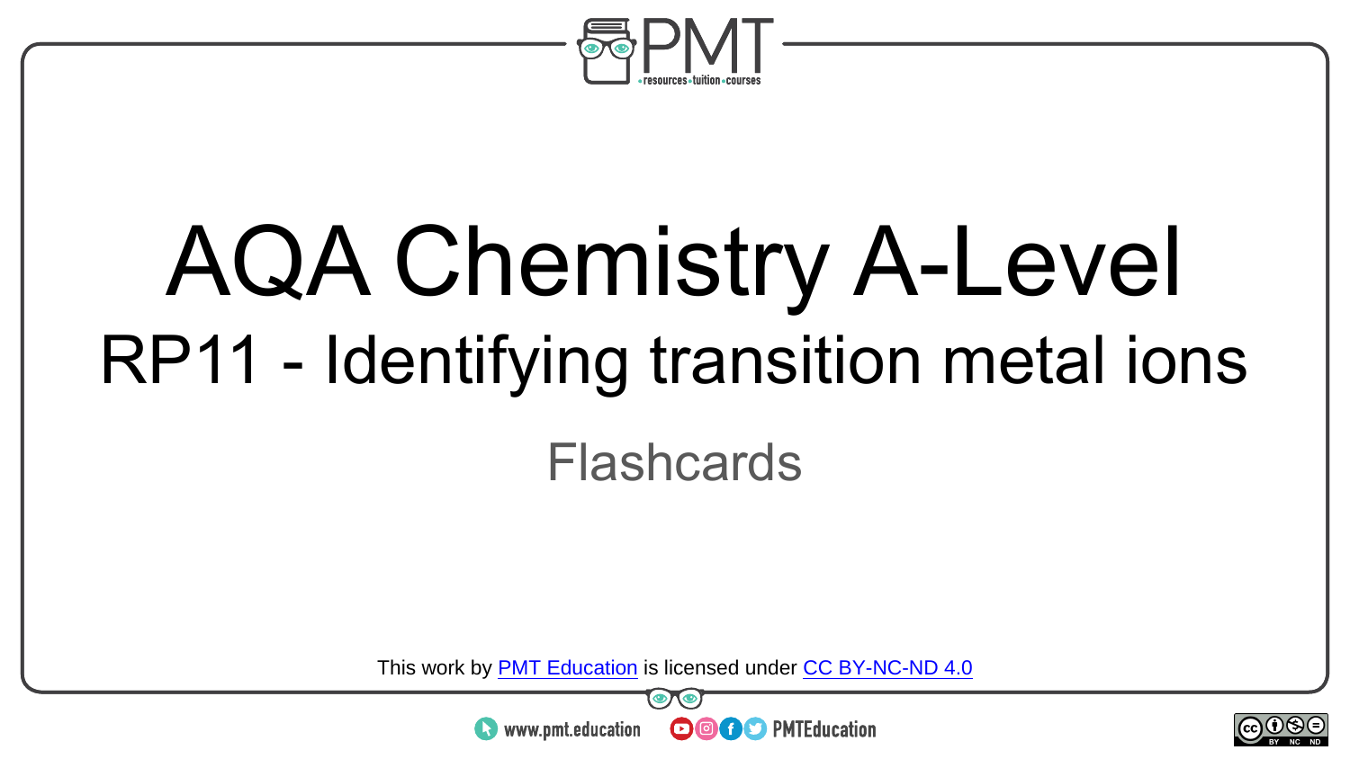# AQA Chemistry A-Level

## RP11 - Identifying transition metal ions

Flashcards

This work by PMT Education is licensed under CC BY-NC-ND 4.0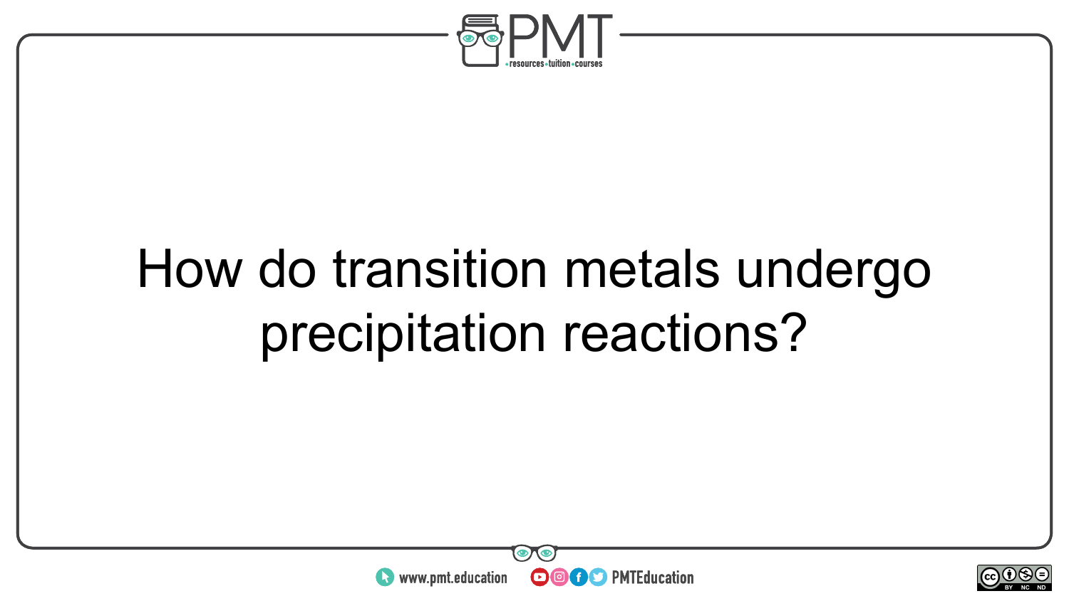How do transition metals undergo precipitation reactions?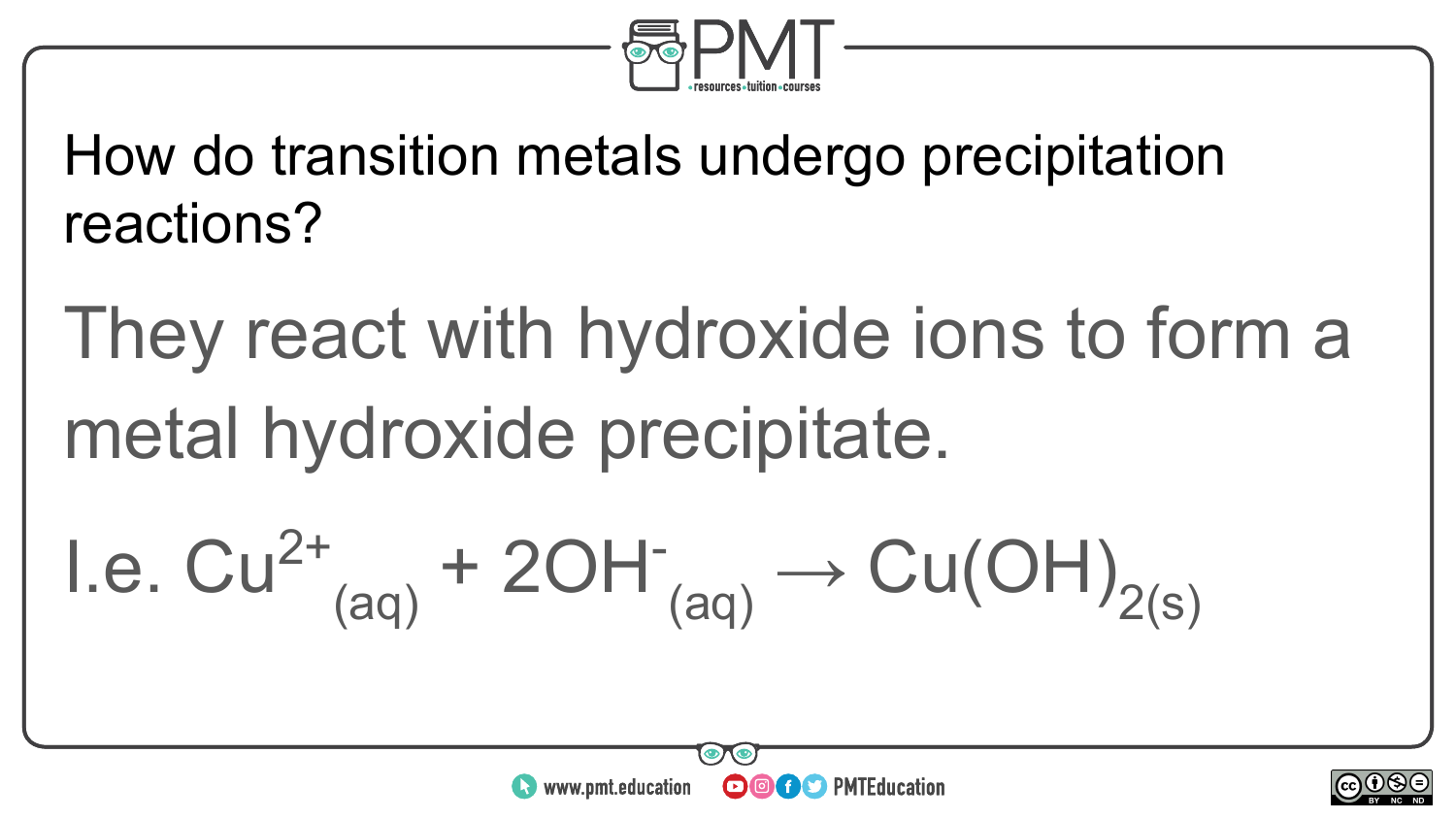How do transition metals undergo precipitation reactions?

They react with hydroxide ions to form a metal hydroxide precipitate.

I.e. $Cu^{2+}_{(aq)} + 2OH^{-}_{(aq)} \rightarrow Cu(OH)_{2(s)}$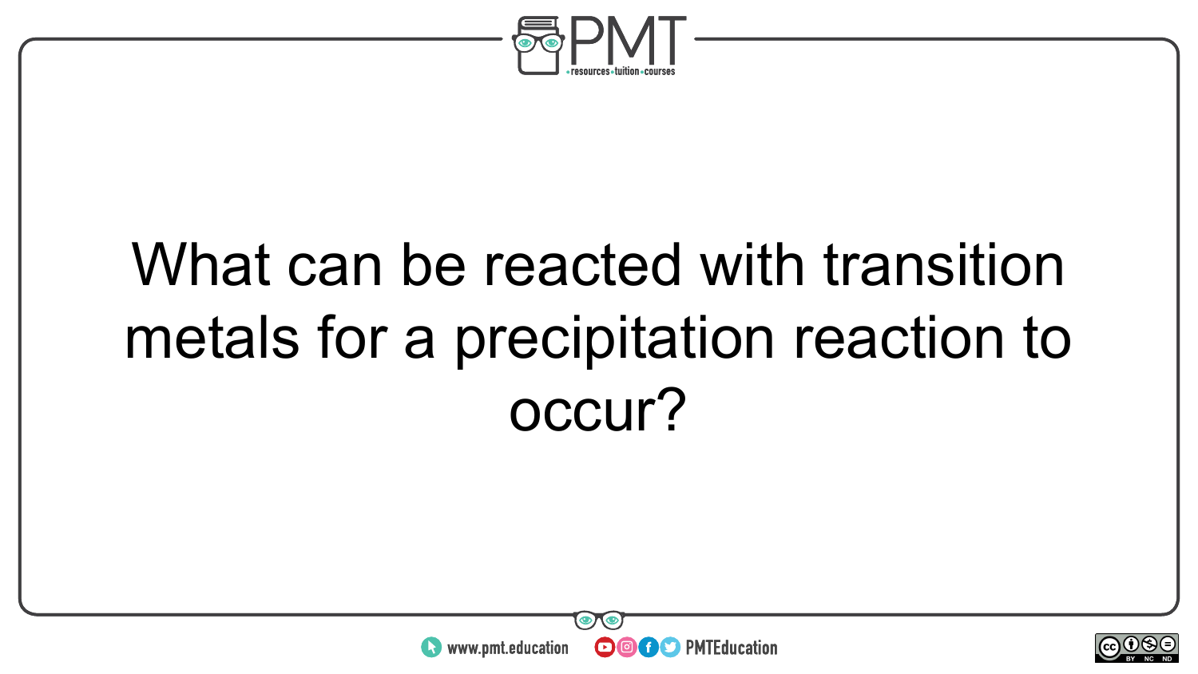What can be reacted with transition metals for a precipitation reaction to occur?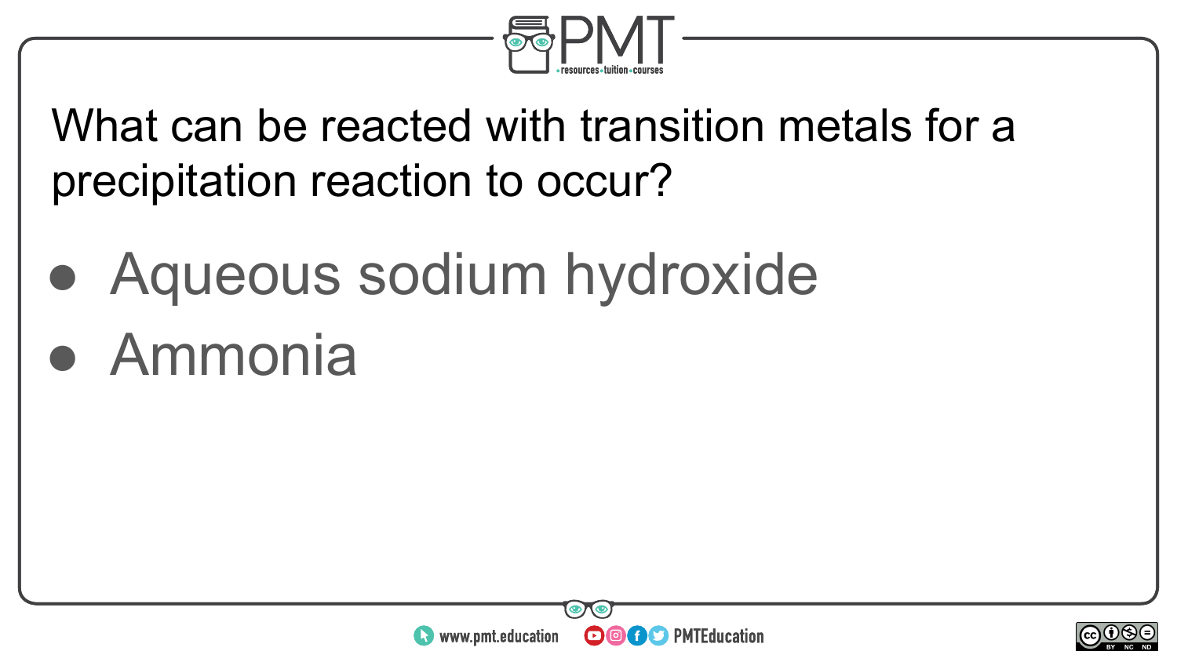What can be reacted with transition metals for a precipitation reaction to occur?

- Aqueous sodium hydroxide
- Ammonia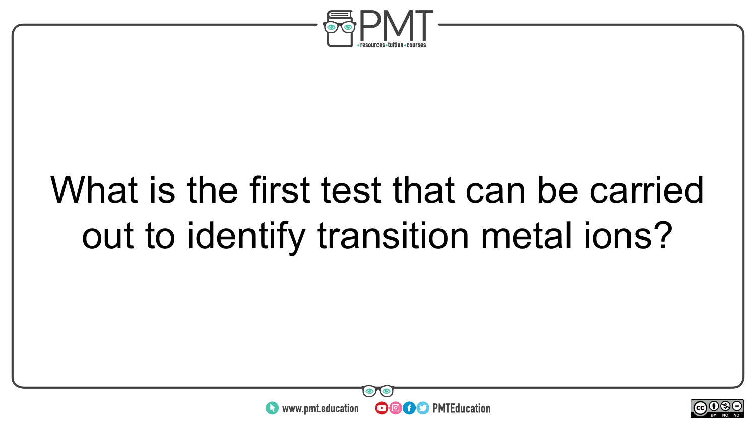What is the first test that can be carried out to identify transition metal ions?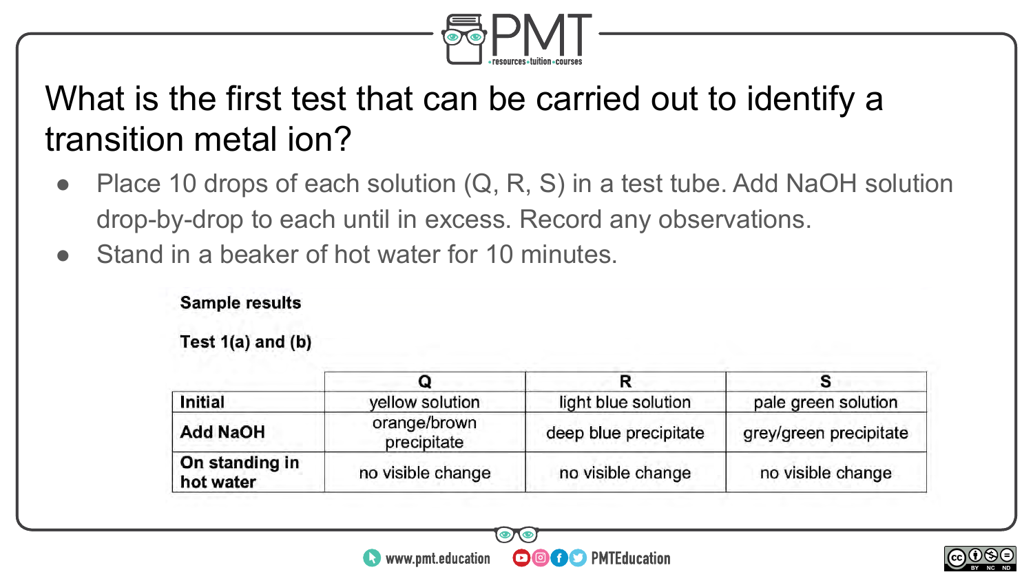# What is the first test that can be carried out to identify a transition metal ion?

- Place 10 drops of each solution (Q, R, S) in a test tube. Add NaOH solution drop-by-drop to each until in excess. Record any observations.
- Stand in a beaker of hot water for 10 minutes.

**Sample results**

**Test 1(a) and (b)**

| | Q | R | S |
|---|---|---|---|
| **Initial** | yellow solution | light blue solution | pale green solution |
| **Add NaOH** | orange/brown precipitate | deep blue precipitate | grey/green precipitate |
| **On standing in hot water** | no visible change | no visible change | no visible change |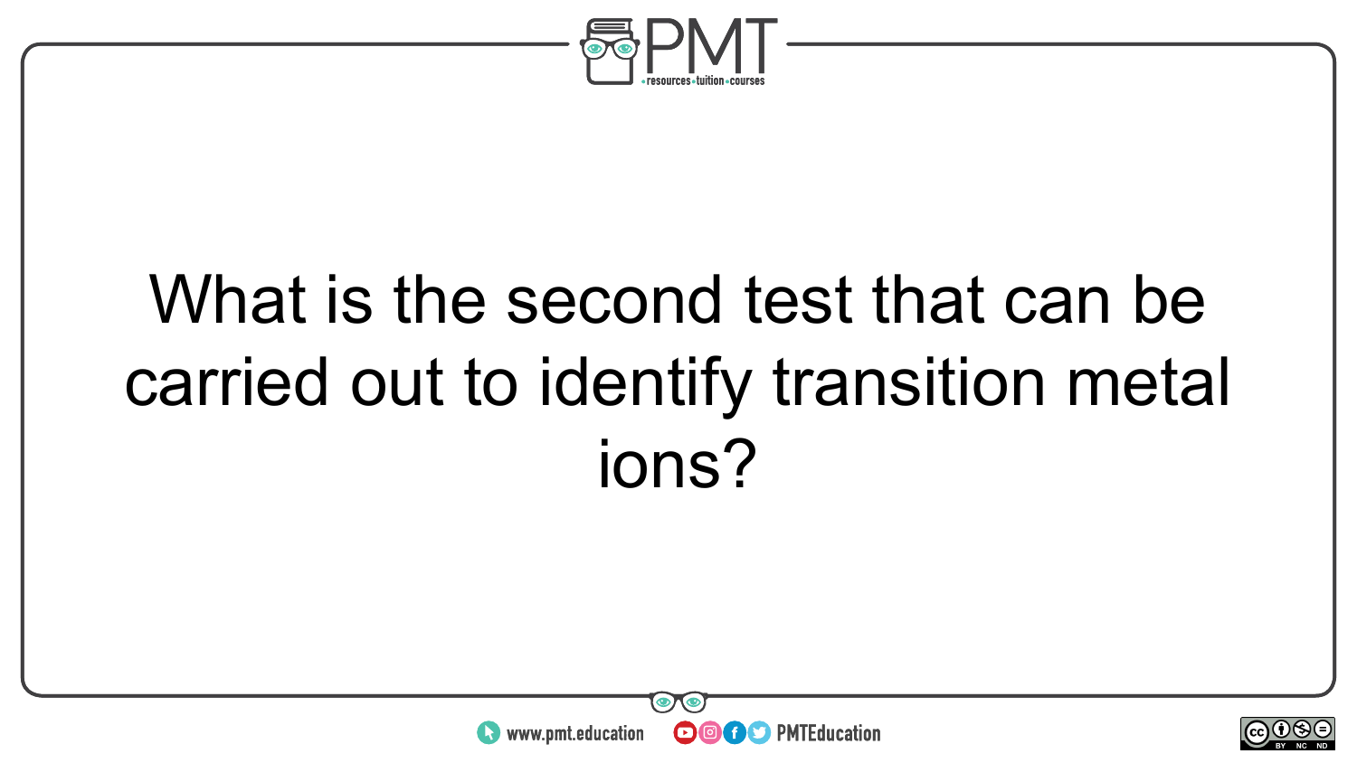What is the second test that can be carried out to identify transition metal ions?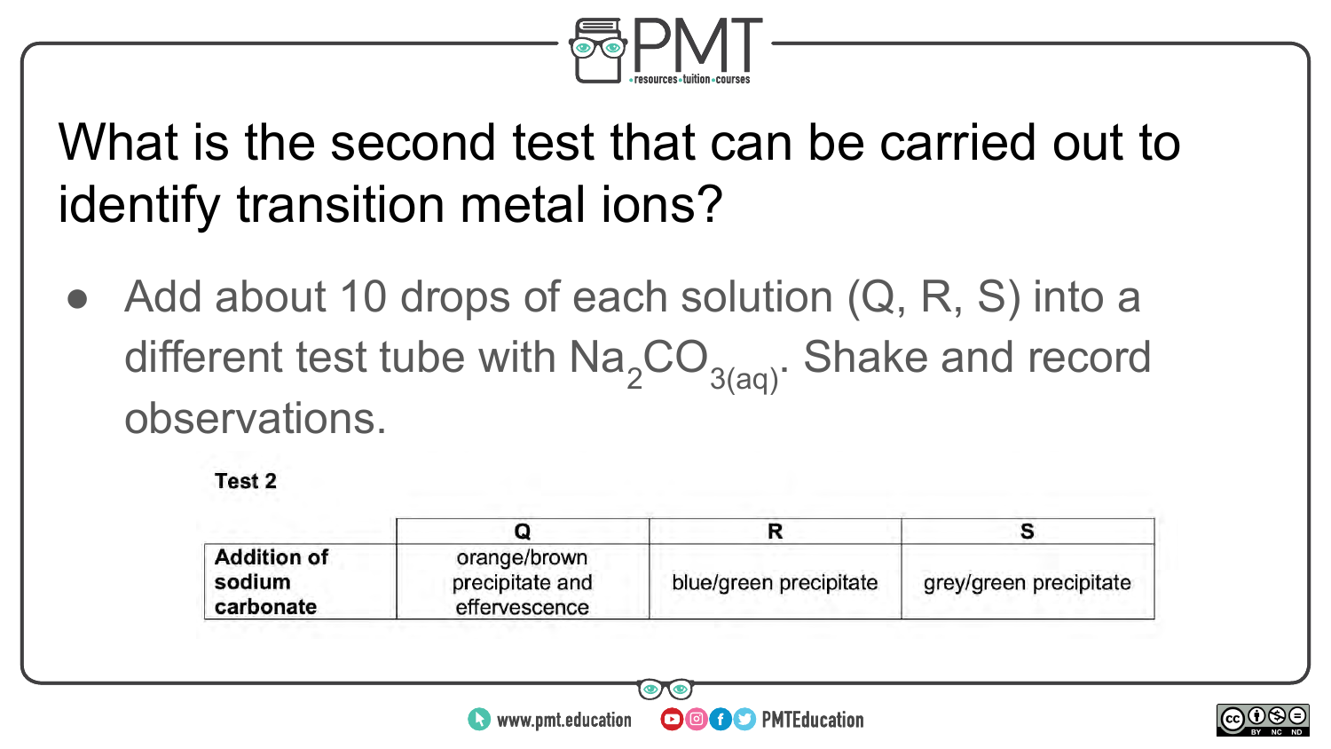# What is the second test that can be carried out to identify transition metal ions?

- Add about 10 drops of each solution (Q, R, S) into a different test tube with $Na_2CO_{3(aq)}$. Shake and record observations.

**Test 2**

| | Q | R | S |
|---|---|---|---|
| **Addition of sodium carbonate** | orange/brown precipitate and effervescence | blue/green precipitate | grey/green precipitate |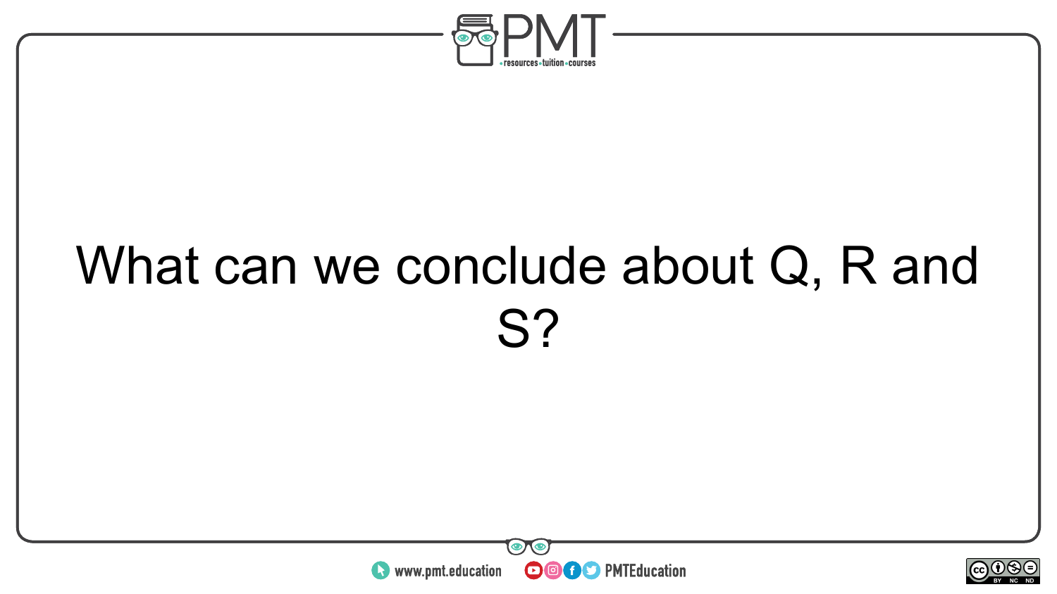What can we conclude about Q, R and S?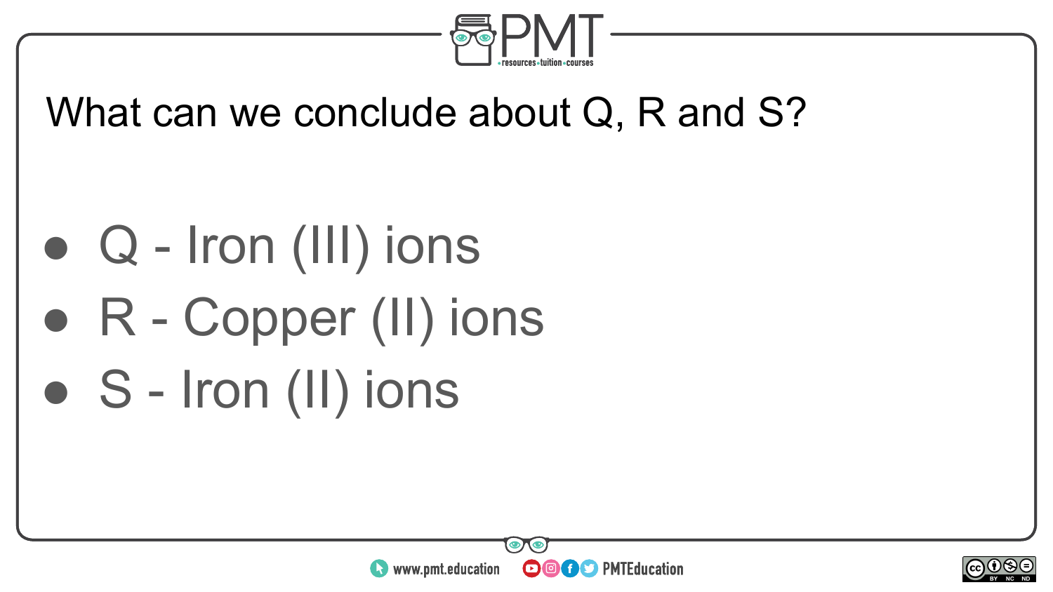## What can we conclude about Q, R and S?

- Q - Iron (III) ions
- R - Copper (II) ions
- S - Iron (II) ions